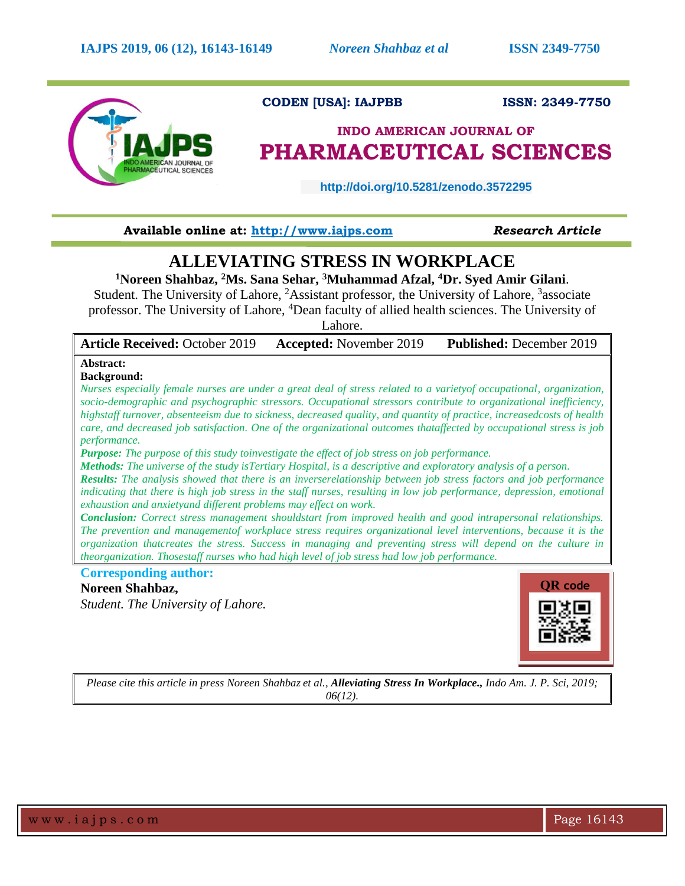CODEN [USA]: IAJPBB ISSN: 2349-7750

**INDO AMERICAN JOURNAL OF PHARMACEUTICAL SCIENCES**

http://doi.org/10.5281/zenodo.3572295

Available online at: http://www.iajps.com *Research Article*

# ALLEVIATING STRESS IN WORKPLACE

**[1]Noreen Shahbaz, [2]Ms. Sana Sehar, [3]Muhammad Afzal, [4]Dr. Syed Amir Gilani**.

Student. The University of Lahore, [2]Assistant professor, the University of Lahore, [3]associate professor. The University of Lahore, [4]Dean faculty of allied health sciences. The University of Lahore.

| **Article Received:** October 2019 | **Accepted:** November 2019 | **Published:** December 2019 |
|---|---|---|

**Abstract:**

**Background:**

*Nurses especially female nurses are under a great deal of stress related to a varietyof occupational, organization, socio-demographic and psychographic stressors. Occupational stressors contribute to organizational inefficiency, highstaff turnover, absenteeism due to sickness, decreased quality, and quantity of practice, increasedcosts of health care, and decreased job satisfaction. One of the organizational outcomes thataffected by occupational stress is job performance.*

***Purpose:*** *The purpose of this study toinvestigate the effect of job stress on job performance.*

***Methods:*** *The universe of the study isTertiary Hospital, is a descriptive and exploratory analysis of a person.*

***Results:*** *The analysis showed that there is an inverserelationship between job stress factors and job performance indicating that there is high job stress in the staff nurses, resulting in low job performance, depression, emotional exhaustion and anxietyand different problems may effect on work.*

***Conclusion:*** *Correct stress management shouldstart from improved health and good intrapersonal relationships. The prevention and managementof workplace stress requires organizational level interventions, because it is the organization thatcreates the stress. Success in managing and preventing stress will depend on the culture in theorganization. Thosestaff nurses who had high level of job stress had low job performance.*

**Corresponding author:**

**Noreen Shahbaz,**

*Student. The University of Lahore.*

QR code

*Please cite this article in press Noreen Shahbaz et al.,* ***Alleviating Stress In Workplace.,*** *Indo Am. J. P. Sci, 2019; 06(12).*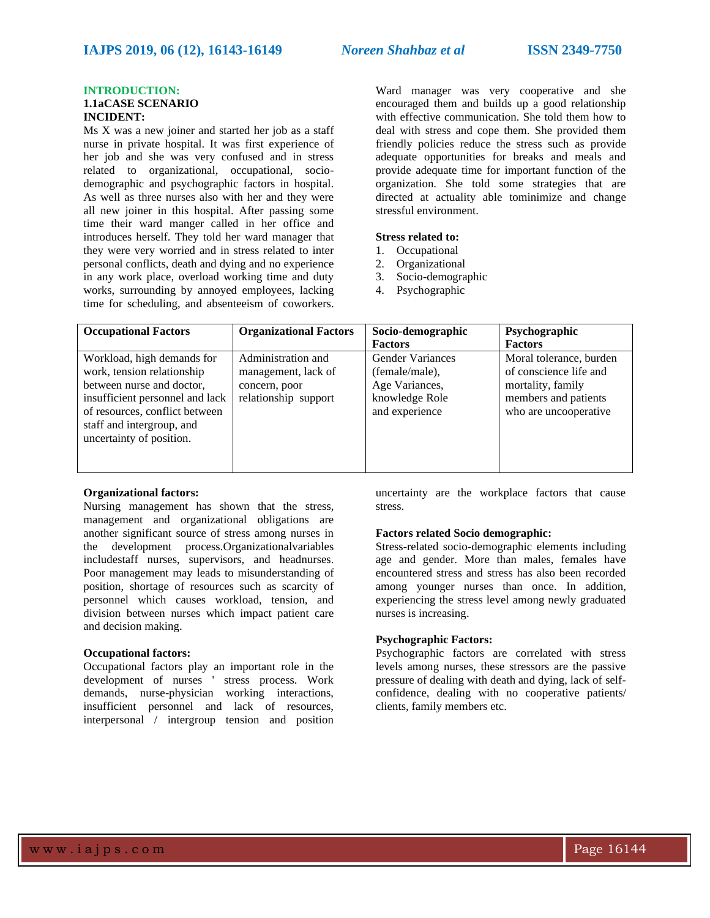## INTRODUCTION:

### 1.1aCASE SCENARIO

**INCIDENT:**

Ms X was a new joiner and started her job as a staff nurse in private hospital. It was first experience of her job and she was very confused and in stress related to organizational, occupational, socio-demographic and psychographic factors in hospital. As well as three nurses also with her and they were all new joiner in this hospital. After passing some time their ward manger called in her office and introduces herself. They told her ward manager that they were very worried and in stress related to inter personal conflicts, death and dying and no experience in any work place, overload working time and duty works, surrounding by annoyed employees, lacking time for scheduling, and absenteeism of coworkers. Ward manager was very cooperative and she encouraged them and builds up a good relationship with effective communication. She told them how to deal with stress and cope them. She provided them friendly policies reduce the stress such as provide adequate opportunities for breaks and meals and provide adequate time for important function of the organization. She told some strategies that are directed at actuality able tominimize and change stressful environment.

**Stress related to:**

1. Occupational
2. Organizational
3. Socio-demographic
4. Psychographic

| Occupational Factors | Organizational Factors | Socio-demographic Factors | Psychographic Factors |
|---|---|---|---|
| Workload, high demands for work, tension relationship between nurse and doctor, insufficient personnel and lack of resources, conflict between staff and intergroup, and uncertainty of position. | Administration and management, lack of concern, poor relationship support | Gender Variances (female/male), Age Variances, knowledge Role and experience | Moral tolerance, burden of conscience life and mortality, family members and patients who are uncooperative |

**Organizational factors:**

Nursing management has shown that the stress, management and organizational obligations are another significant source of stress among nurses in the development process.Organizationalvariables includestaff nurses, supervisors, and headnurses. Poor management may leads to misunderstanding of position, shortage of resources such as scarcity of personnel which causes workload, tension, and division between nurses which impact patient care and decision making.

**Occupational factors:**

Occupational factors play an important role in the development of nurses ' stress process. Work demands, nurse-physician working interactions, insufficient personnel and lack of resources, interpersonal / intergroup tension and position uncertainty are the workplace factors that cause stress.

**Factors related Socio demographic:**

Stress-related socio-demographic elements including age and gender. More than males, females have encountered stress and stress has also been recorded among younger nurses than once. In addition, experiencing the stress level among newly graduated nurses is increasing.

**Psychographic Factors:**

Psychographic factors are correlated with stress levels among nurses, these stressors are the passive pressure of dealing with death and dying, lack of self-confidence, dealing with no cooperative patients/ clients, family members etc.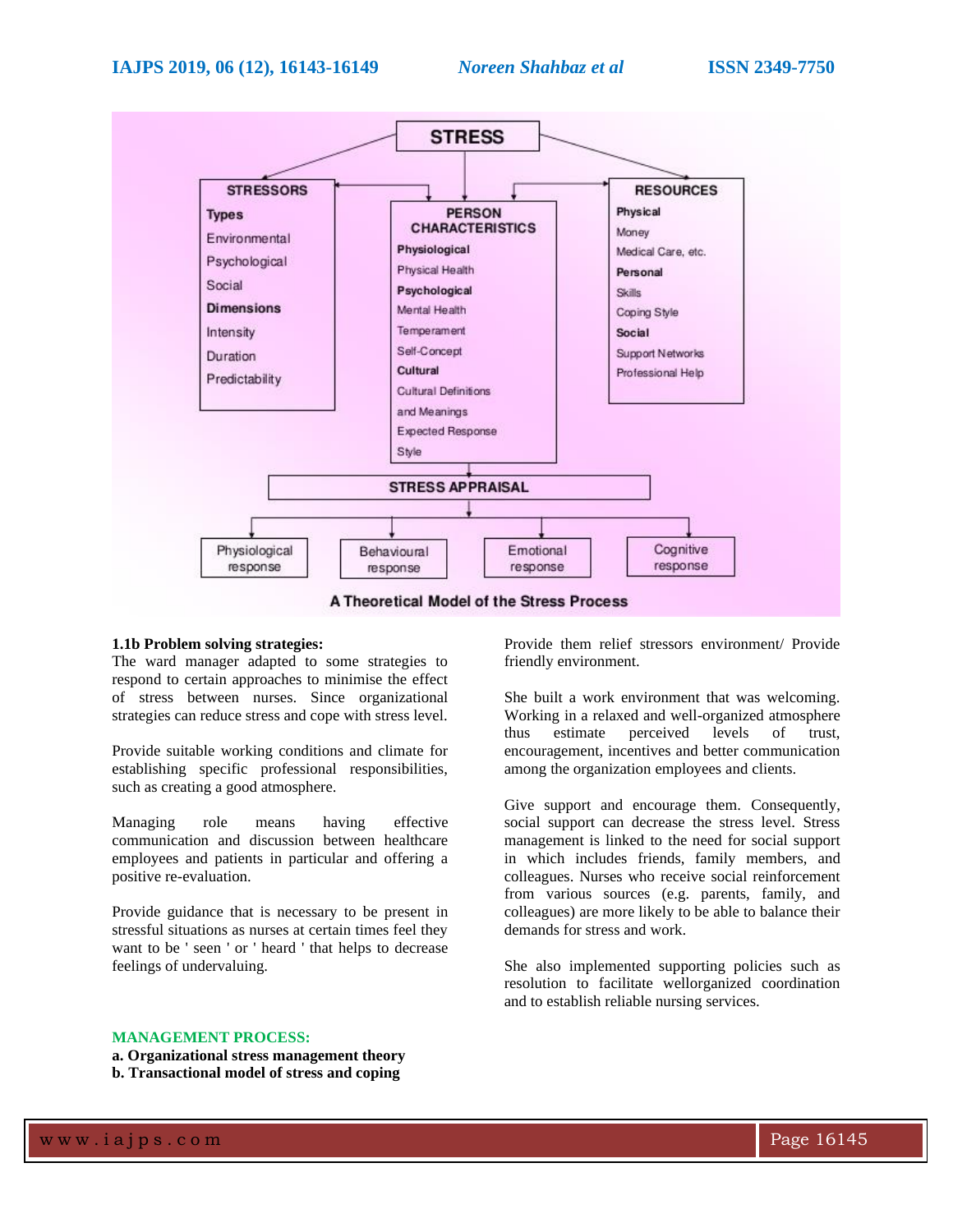STRESS

| STRESSORS | PERSON CHARACTERISTICS | RESOURCES |
|---|---|---|
| **Types** | **Physiological** | **Physical** |
| Environmental | Physical Health | Money |
| Psychological | **Psychological** | Medical Care, etc. |
| Social | Mental Health | **Personal** |
| **Dimensions** | Temperament | Skills |
| Intensity | Self-Concept | Coping Style |
| Duration | **Cultural** | **Social** |
| Predictability | Cultural Definitions and Meanings | Support Networks |
| | Expected Response Style | Professional Help |

STRESS APPRAISAL

Physiological response | Behavioural response | Emotional response | Cognitive response

**A Theoretical Model of the Stress Process**

**1.1b Problem solving strategies:**
The ward manager adapted to some strategies to respond to certain approaches to minimise the effect of stress between nurses. Since organizational strategies can reduce stress and cope with stress level.

Provide suitable working conditions and climate for establishing specific professional responsibilities, such as creating a good atmosphere.

Managing role means having effective communication and discussion between healthcare employees and patients in particular and offering a positive re-evaluation.

Provide guidance that is necessary to be present in stressful situations as nurses at certain times feel they want to be ' seen ' or ' heard ' that helps to decrease feelings of undervaluing.

Provide them relief stressors environment/ Provide friendly environment.

She built a work environment that was welcoming. Working in a relaxed and well-organized atmosphere thus estimate perceived levels of trust, encouragement, incentives and better communication among the organization employees and clients.

Give support and encourage them. Consequently, social support can decrease the stress level. Stress management is linked to the need for social support in which includes friends, family members, and colleagues. Nurses who receive social reinforcement from various sources (e.g. parents, family, and colleagues) are more likely to be able to balance their demands for stress and work.

She also implemented supporting policies such as resolution to facilitate wellorganized coordination and to establish reliable nursing services.

**MANAGEMENT PROCESS:**

**a. Organizational stress management theory**

**b. Transactional model of stress and coping**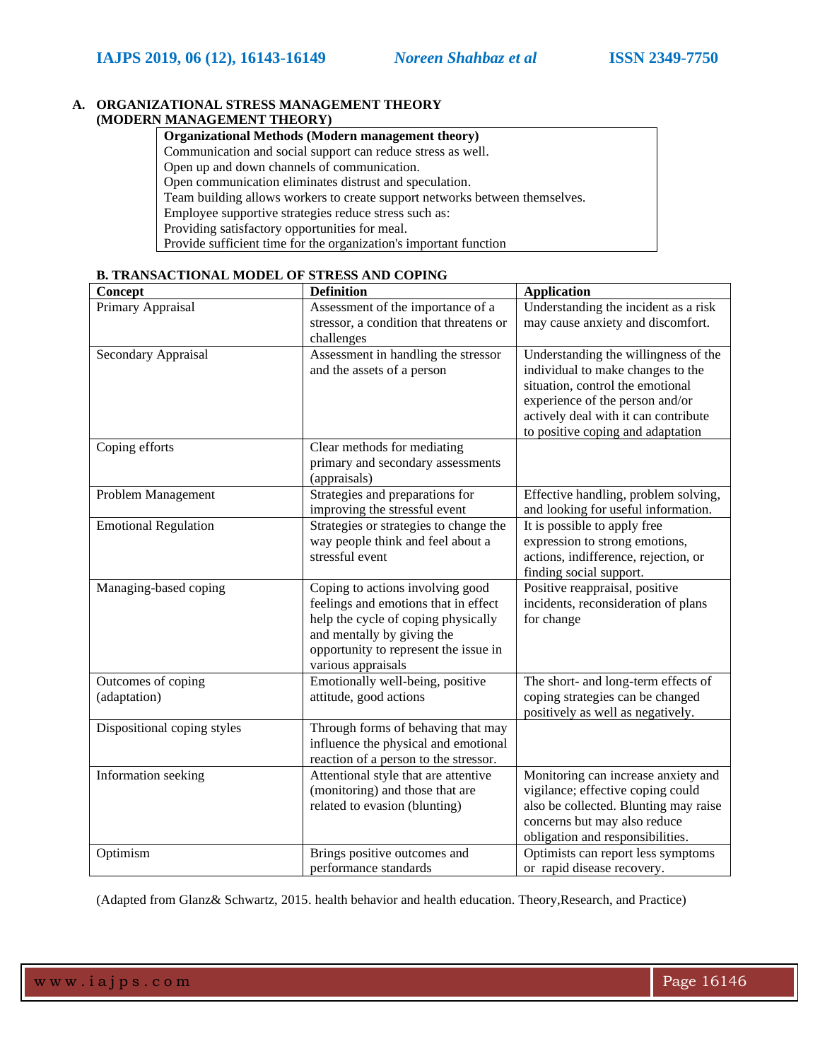## A. ORGANIZATIONAL STRESS MANAGEMENT THEORY (MODERN MANAGEMENT THEORY)

| **Organizational Methods (Modern management theory)** |
|---|
| Communication and social support can reduce stress as well. |
| Open up and down channels of communication. |
| Open communication eliminates distrust and speculation. |
| Team building allows workers to create support networks between themselves. |
| Employee supportive strategies reduce stress such as: |
| Providing satisfactory opportunities for meal. |
| Provide sufficient time for the organization's important function |

### B. TRANSACTIONAL MODEL OF STRESS AND COPING

| Concept | Definition | Application |
|---|---|---|
| Primary Appraisal | Assessment of the importance of a stressor, a condition that threatens or challenges | Understanding the incident as a risk may cause anxiety and discomfort. |
| Secondary Appraisal | Assessment in handling the stressor and the assets of a person | Understanding the willingness of the individual to make changes to the situation, control the emotional experience of the person and/or actively deal with it can contribute to positive coping and adaptation |
| Coping efforts | Clear methods for mediating primary and secondary assessments (appraisals) | |
| Problem Management | Strategies and preparations for improving the stressful event | Effective handling, problem solving, and looking for useful information. |
| Emotional Regulation | Strategies or strategies to change the way people think and feel about a stressful event | It is possible to apply free expression to strong emotions, actions, indifference, rejection, or finding social support. |
| Managing-based coping | Coping to actions involving good feelings and emotions that in effect help the cycle of coping physically and mentally by giving the opportunity to represent the issue in various appraisals | Positive reappraisal, positive incidents, reconsideration of plans for change |
| Outcomes of coping (adaptation) | Emotionally well-being, positive attitude, good actions | The short- and long-term effects of coping strategies can be changed positively as well as negatively. |
| Dispositional coping styles | Through forms of behaving that may influence the physical and emotional reaction of a person to the stressor. | |
| Information seeking | Attentional style that are attentive (monitoring) and those that are related to evasion (blunting) | Monitoring can increase anxiety and vigilance; effective coping could also be collected. Blunting may raise concerns but may also reduce obligation and responsibilities. |
| Optimism | Brings positive outcomes and performance standards | Optimists can report less symptoms or rapid disease recovery. |

(Adapted from Glanz& Schwartz, 2015. health behavior and health education. Theory,Research, and Practice)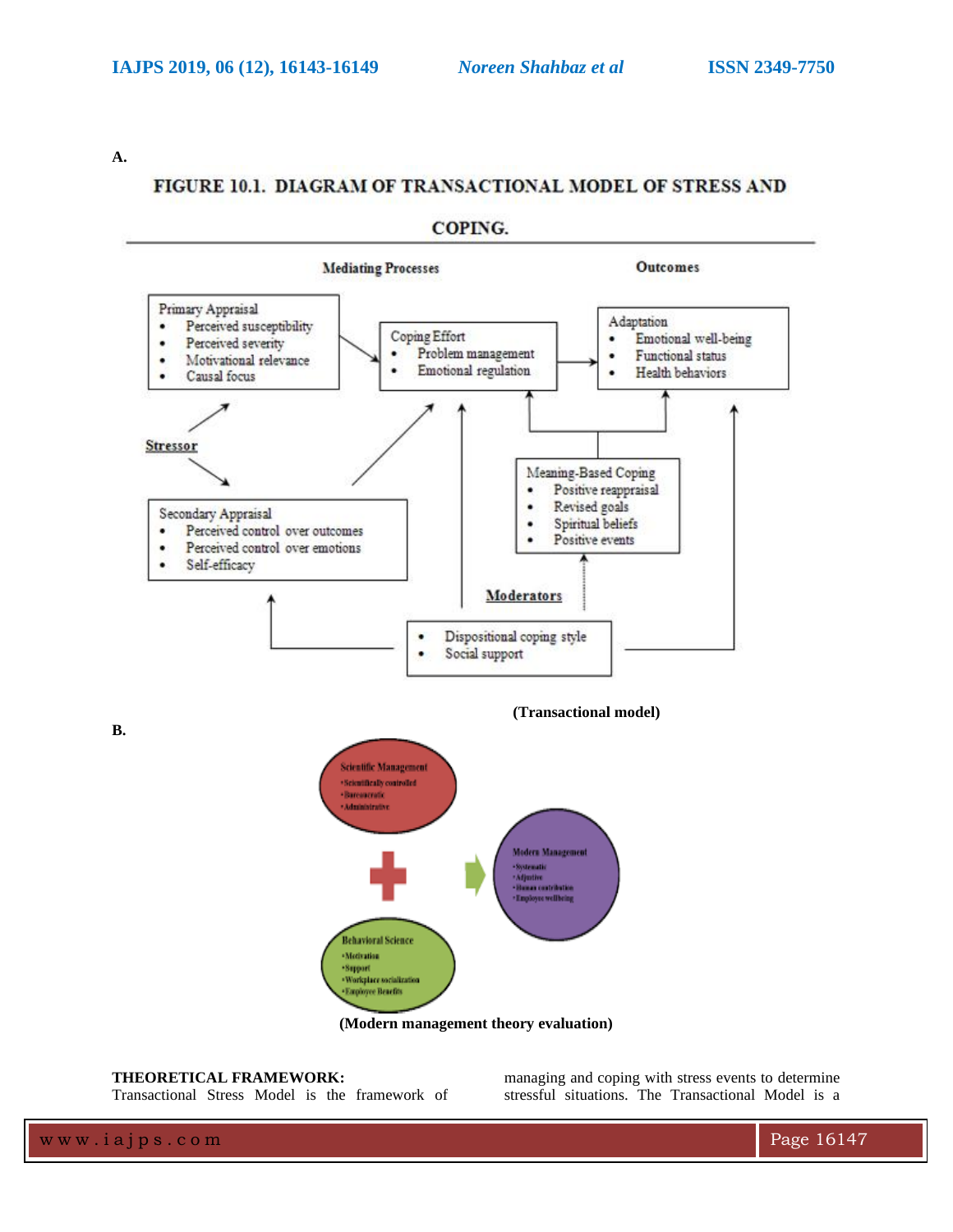**A.**

FIGURE 10.1. DIAGRAM OF TRANSACTIONAL MODEL OF STRESS AND COPING.

Mediating Processes

Outcomes

Primary Appraisal
- Perceived susceptibility
- Perceived severity
- Motivational relevance
- Causal focus

Coping Effort
- Problem management
- Emotional regulation

Adaptation
- Emotional well-being
- Functional status
- Health behaviors

Stressor

Meaning-Based Coping
- Positive reappraisal
- Revised goals
- Spiritual beliefs
- Positive events

Secondary Appraisal
- Perceived control over outcomes
- Perceived control over emotions
- Self-efficacy

Moderators

- Dispositional coping style
- Social support

**(Transactional model)**

**B.**

Scientific Management
- Scientifically controlled
- Bureaucratic
- Administrative

Behavioral Science
- Motivation
- Support
- Workplace socialization
- Employee Benefits

Modern Management
- Systematic
- Adjustive
- Human contribution
- Employee wellbeing

**(Modern management theory evaluation)**

**THEORETICAL FRAMEWORK:**

Transactional Stress Model is the framework of managing and coping with stress events to determine stressful situations. The Transactional Model is a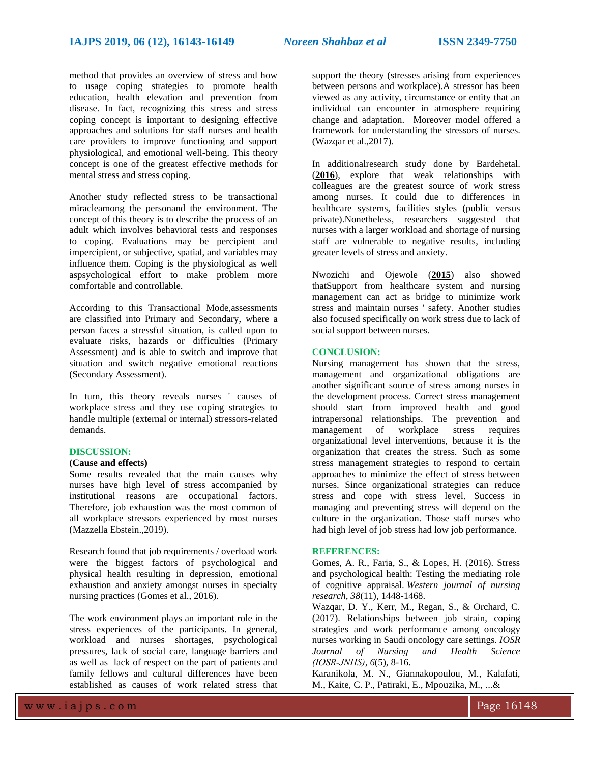method that provides an overview of stress and how to usage coping strategies to promote health education, health elevation and prevention from disease. In fact, recognizing this stress and stress coping concept is important to designing effective approaches and solutions for staff nurses and health care providers to improve functioning and support physiological, and emotional well-being. This theory concept is one of the greatest effective methods for mental stress and stress coping.

Another study reflected stress to be transactional miracleamong the personand the environment. The concept of this theory is to describe the process of an adult which involves behavioral tests and responses to coping. Evaluations may be percipient and impercipient, or subjective, spatial, and variables may influence them. Coping is the physiological as well aspsychological effort to make problem more comfortable and controllable.

According to this Transactional Mode,assessments are classified into Primary and Secondary, where a person faces a stressful situation, is called upon to evaluate risks, hazards or difficulties (Primary Assessment) and is able to switch and improve that situation and switch negative emotional reactions (Secondary Assessment).

In turn, this theory reveals nurses ' causes of workplace stress and they use coping strategies to handle multiple (external or internal) stressors-related demands.

## DISCUSSION:

**(Cause and effects)**

Some results revealed that the main causes why nurses have high level of stress accompanied by institutional reasons are occupational factors. Therefore, job exhaustion was the most common of all workplace stressors experienced by most nurses (Mazzella Ebstein.,2019).

Research found that job requirements / overload work were the biggest factors of psychological and physical health resulting in depression, emotional exhaustion and anxiety amongst nurses in specialty nursing practices (Gomes et al., 2016).

The work environment plays an important role in the stress experiences of the participants. In general, workload and nurses shortages, psychological pressures, lack of social care, language barriers and as well as lack of respect on the part of patients and family fellows and cultural differences have been established as causes of work related stress that support the theory (stresses arising from experiences between persons and workplace).A stressor has been viewed as any activity, circumstance or entity that an individual can encounter in atmosphere requiring change and adaptation. Moreover model offered a framework for understanding the stressors of nurses. (Wazqar et al.,2017).

In additionalresearch study done by Bardehetal. (**2016**), explore that weak relationships with colleagues are the greatest source of work stress among nurses. It could due to differences in healthcare systems, facilities styles (public versus private).Nonetheless, researchers suggested that nurses with a larger workload and shortage of nursing staff are vulnerable to negative results, including greater levels of stress and anxiety.

Nwozichi and Ojewole (**2015**) also showed thatSupport from healthcare system and nursing management can act as bridge to minimize work stress and maintain nurses ' safety. Another studies also focused specifically on work stress due to lack of social support between nurses.

## CONCLUSION:

Nursing management has shown that the stress, management and organizational obligations are another significant source of stress among nurses in the development process. Correct stress management should start from improved health and good intrapersonal relationships. The prevention and management of workplace stress requires organizational level interventions, because it is the organization that creates the stress. Such as some stress management strategies to respond to certain approaches to minimize the effect of stress between nurses. Since organizational strategies can reduce stress and cope with stress level. Success in managing and preventing stress will depend on the culture in the organization. Those staff nurses who had high level of job stress had low job performance.

## REFERENCES:

Gomes, A. R., Faria, S., & Lopes, H. (2016). Stress and psychological health: Testing the mediating role of cognitive appraisal. *Western journal of nursing research*, *38*(11), 1448-1468.

Wazqar, D. Y., Kerr, M., Regan, S., & Orchard, C. (2017). Relationships between job strain, coping strategies and work performance among oncology nurses working in Saudi oncology care settings. *IOSR Journal of Nursing and Health Science (IOSR-JNHS)*, *6*(5), 8-16.

Karanikola, M. N., Giannakopoulou, M., Kalafati, M., Kaite, C. P., Patiraki, E., Mpouzika, M., ...&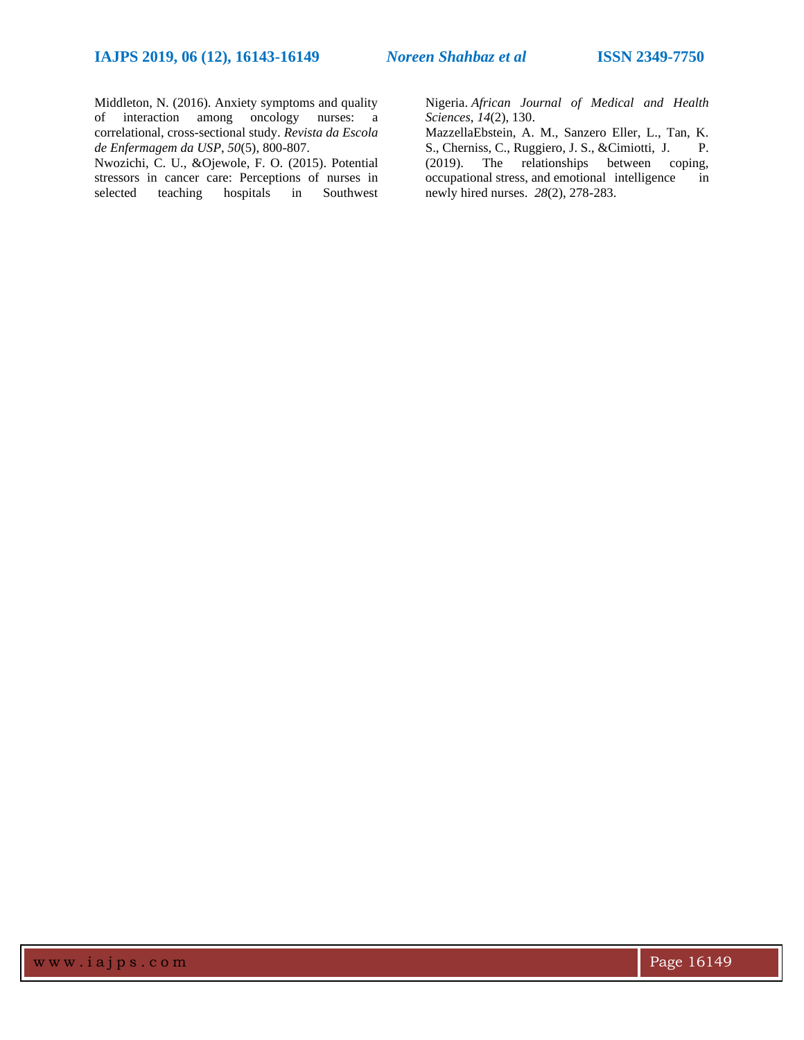Middleton, N. (2016). Anxiety symptoms and quality of interaction among oncology nurses: a correlational, cross-sectional study. *Revista da Escola de Enfermagem da USP*, *50*(5), 800-807.

Nwozichi, C. U., &Ojewole, F. O. (2015). Potential stressors in cancer care: Perceptions of nurses in selected teaching hospitals in Southwest Nigeria. *African Journal of Medical and Health Sciences*, *14*(2), 130.

MazzellaEbstein, A. M., Sanzero Eller, L., Tan, K. S., Cherniss, C., Ruggiero, J. S., &Cimiotti, J. P. (2019). The relationships between coping, occupational stress, and emotional intelligence in newly hired nurses. *28*(2), 278-283.